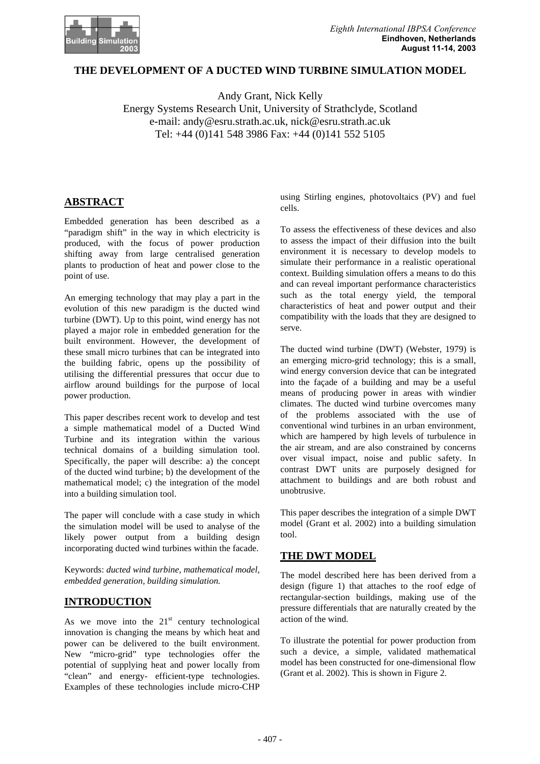# THE DEVELOPMENT OF A DUCTED WIND TURBINE SIMULATION MODEL

Andy Grant, Nick Kelly
Energy Systems Research Unit, University of Strathclyde, Scotland
e-mail: andy@esru.strath.ac.uk, nick@esru.strath.ac.uk
Tel: +44 (0)141 548 3986 Fax: +44 (0)141 552 5105

## ABSTRACT

Embedded generation has been described as a "paradigm shift" in the way in which electricity is produced, with the focus of power production shifting away from large centralised generation plants to production of heat and power close to the point of use.

An emerging technology that may play a part in the evolution of this new paradigm is the ducted wind turbine (DWT). Up to this point, wind energy has not played a major role in embedded generation for the built environment. However, the development of these small micro turbines that can be integrated into the building fabric, opens up the possibility of utilising the differential pressures that occur due to airflow around buildings for the purpose of local power production.

This paper describes recent work to develop and test a simple mathematical model of a Ducted Wind Turbine and its integration within the various technical domains of a building simulation tool. Specifically, the paper will describe: a) the concept of the ducted wind turbine; b) the development of the mathematical model; c) the integration of the model into a building simulation tool.

The paper will conclude with a case study in which the simulation model will be used to analyse of the likely power output from a building design incorporating ducted wind turbines within the facade.

Keywords: *ducted wind turbine, mathematical model, embedded generation, building simulation.*

## INTRODUCTION

As we move into the 21st century technological innovation is changing the means by which heat and power can be delivered to the built environment. New "micro-grid" type technologies offer the potential of supplying heat and power locally from "clean" and energy- efficient-type technologies. Examples of these technologies include micro-CHP using Stirling engines, photovoltaics (PV) and fuel cells.

To assess the effectiveness of these devices and also to assess the impact of their diffusion into the built environment it is necessary to develop models to simulate their performance in a realistic operational context. Building simulation offers a means to do this and can reveal important performance characteristics such as the total energy yield, the temporal characteristics of heat and power output and their compatibility with the loads that they are designed to serve.

The ducted wind turbine (DWT) (Webster, 1979) is an emerging micro-grid technology; this is a small, wind energy conversion device that can be integrated into the façade of a building and may be a useful means of producing power in areas with windier climates. The ducted wind turbine overcomes many of the problems associated with the use of conventional wind turbines in an urban environment, which are hampered by high levels of turbulence in the air stream, and are also constrained by concerns over visual impact, noise and public safety. In contrast DWT units are purposely designed for attachment to buildings and are both robust and unobtrusive.

This paper describes the integration of a simple DWT model (Grant et al. 2002) into a building simulation tool.

## THE DWT MODEL

The model described here has been derived from a design (figure 1) that attaches to the roof edge of rectangular-section buildings, making use of the pressure differentials that are naturally created by the action of the wind.

To illustrate the potential for power production from such a device, a simple, validated mathematical model has been constructed for one-dimensional flow (Grant et al. 2002). This is shown in Figure 2.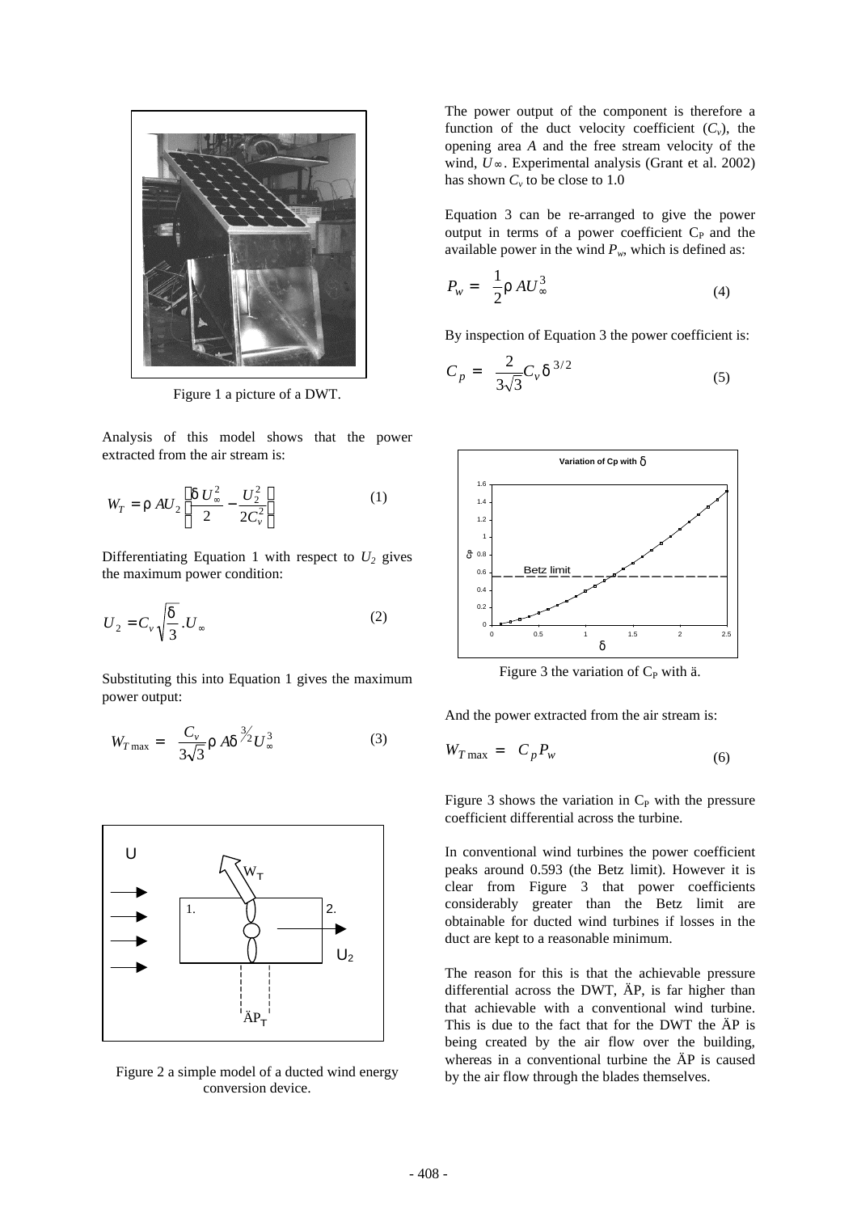Figure 1 a picture of a DWT.

Analysis of this model shows that the power extracted from the air stream is:

$$W_T = \rho A U_2 \left( \frac{\delta U_\infty^2}{2} - \frac{U_2^2}{2C_v^2} \right) \quad (1)$$

Differentiating Equation 1 with respect to $U_2$ gives the maximum power condition:

$$U_2 = C_v \sqrt{\frac{\delta}{3}} . U_\infty \quad (2)$$

Substituting this into Equation 1 gives the maximum power output:

$$W_{T\max} = \frac{C_v}{3\sqrt{3}} \rho A \delta^{3/2} U_\infty^3 \quad (3)$$

Figure 2 a simple model of a ducted wind energy conversion device.

The power output of the component is therefore a function of the duct velocity coefficient ($C_v$), the opening area $A$ and the free stream velocity of the wind, $U_\infty$. Experimental analysis (Grant et al. 2002) has shown $C_v$ to be close to 1.0

Equation 3 can be re-arranged to give the power output in terms of a power coefficient $C_P$ and the available power in the wind $P_w$, which is defined as:

$$P_w = \frac{1}{2} \rho A U_\infty^3 \quad (4)$$

By inspection of Equation 3 the power coefficient is:

$$C_p = \frac{2}{3\sqrt{3}} C_v \delta^{3/2} \quad (5)$$

Figure 3 the variation of $C_P$ with ä.

And the power extracted from the air stream is:

$$W_{T\max} = C_p P_w \quad (6)$$

Figure 3 shows the variation in $C_P$ with the pressure coefficient differential across the turbine.

In conventional wind turbines the power coefficient peaks around 0.593 (the Betz limit). However it is clear from Figure 3 that power coefficients considerably greater than the Betz limit are obtainable for ducted wind turbines if losses in the duct are kept to a reasonable minimum.

The reason for this is that the achievable pressure differential across the DWT, ÄP, is far higher than that achievable with a conventional wind turbine. This is due to the fact that for the DWT the ÄP is being created by the air flow over the building, whereas in a conventional turbine the ÄP is caused by the air flow through the blades themselves.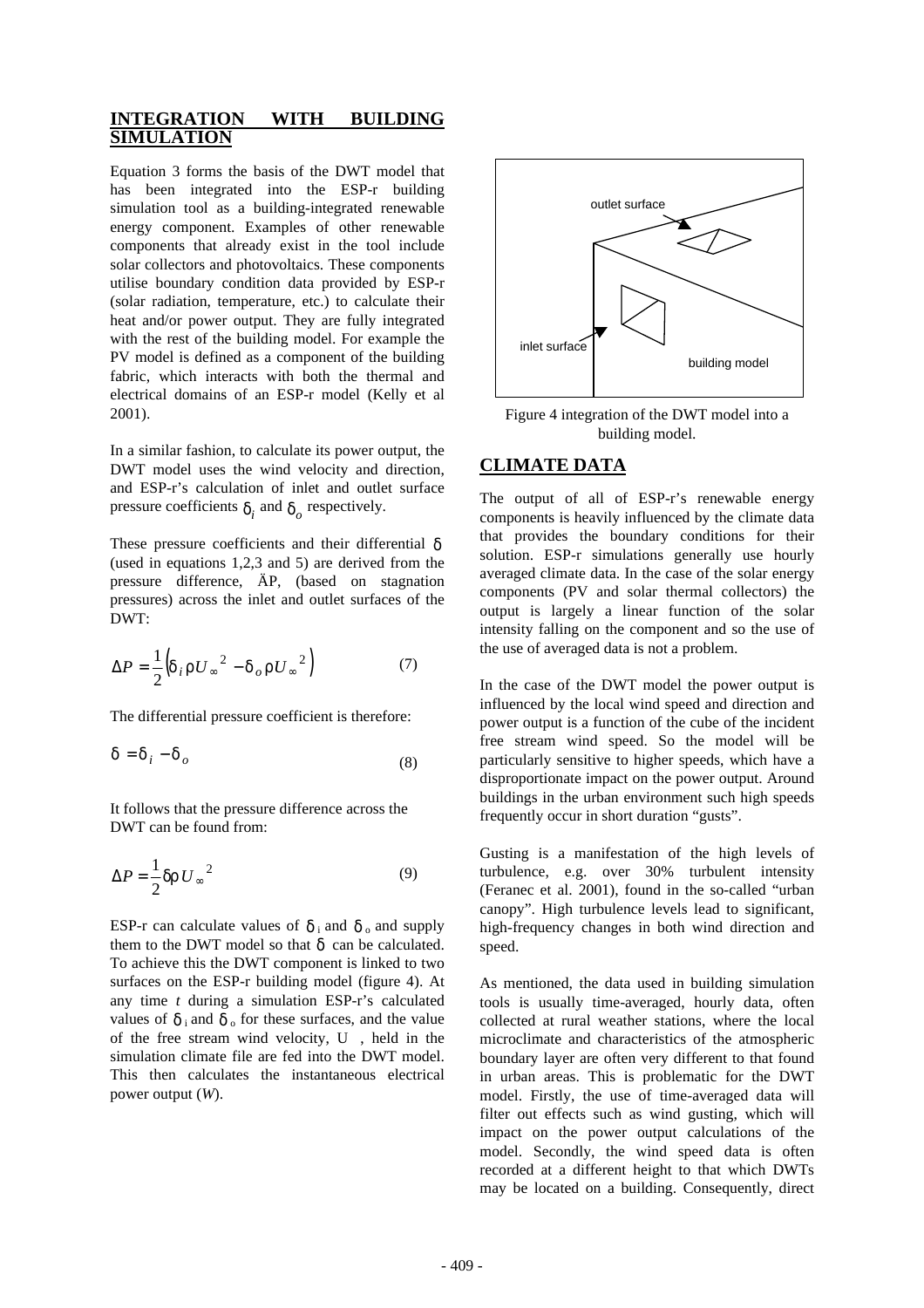## INTEGRATION WITH BUILDING SIMULATION

Equation 3 forms the basis of the DWT model that has been integrated into the ESP-r building simulation tool as a building-integrated renewable energy component. Examples of other renewable components that already exist in the tool include solar collectors and photovoltaics. These components utilise boundary condition data provided by ESP-r (solar radiation, temperature, etc.) to calculate their heat and/or power output. They are fully integrated with the rest of the building model. For example the PV model is defined as a component of the building fabric, which interacts with both the thermal and electrical domains of an ESP-r model (Kelly et al 2001).

In a similar fashion, to calculate its power output, the DWT model uses the wind velocity and direction, and ESP-r's calculation of inlet and outlet surface pressure coefficients $\delta_i$ and $\delta_o$ respectively.

These pressure coefficients and their differential $\delta$ (used in equations 1,2,3 and 5) are derived from the pressure difference, ΔP, (based on stagnation pressures) across the inlet and outlet surfaces of the DWT:

$$\Delta P = \frac{1}{2}\left(\delta_i \rho U_\infty{}^2 - \delta_o \rho U_\infty{}^2\right) \qquad (7)$$

The differential pressure coefficient is therefore:

$$\delta = \delta_i - \delta_o \qquad (8)$$

It follows that the pressure difference across the DWT can be found from:

$$\Delta P = \frac{1}{2}\delta\rho U_\infty{}^2 \qquad (9)$$

ESP-r can calculate values of $\delta_i$ and $\delta_o$ and supply them to the DWT model so that $\delta$ can be calculated. To achieve this the DWT component is linked to two surfaces on the ESP-r building model (figure 4). At any time *t* during a simulation ESP-r's calculated values of $\delta_i$ and $\delta_o$ for these surfaces, and the value of the free stream wind velocity, $U_\infty$, held in the simulation climate file are fed into the DWT model. This then calculates the instantaneous electrical power output (*W*).

Figure 4 integration of the DWT model into a building model.

## CLIMATE DATA

The output of all of ESP-r's renewable energy components is heavily influenced by the climate data that provides the boundary conditions for their solution. ESP-r simulations generally use hourly averaged climate data. In the case of the solar energy components (PV and solar thermal collectors) the output is largely a linear function of the solar intensity falling on the component and so the use of the use of averaged data is not a problem.

In the case of the DWT model the power output is influenced by the local wind speed and direction and power output is a function of the cube of the incident free stream wind speed. So the model will be particularly sensitive to higher speeds, which have a disproportionate impact on the power output. Around buildings in the urban environment such high speeds frequently occur in short duration "gusts".

Gusting is a manifestation of the high levels of turbulence, e.g. over 30% turbulent intensity (Feranec et al. 2001), found in the so-called "urban canopy". High turbulence levels lead to significant, high-frequency changes in both wind direction and speed.

As mentioned, the data used in building simulation tools is usually time-averaged, hourly data, often collected at rural weather stations, where the local microclimate and characteristics of the atmospheric boundary layer are often very different to that found in urban areas. This is problematic for the DWT model. Firstly, the use of time-averaged data will filter out effects such as wind gusting, which will impact on the power output calculations of the model. Secondly, the wind speed data is often recorded at a different height to that which DWTs may be located on a building. Consequently, direct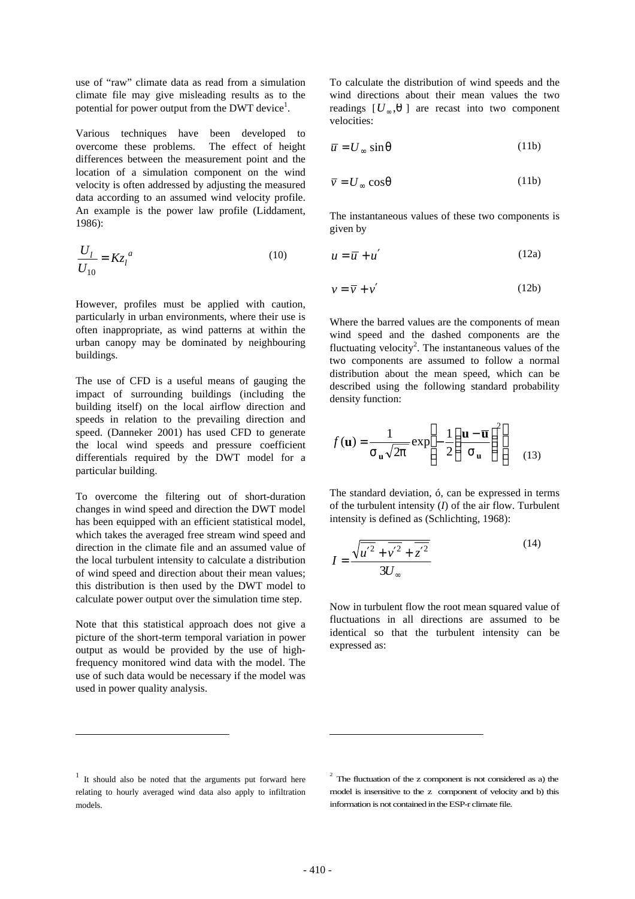use of "raw" climate data as read from a simulation climate file may give misleading results as to the potential for power output from the DWT device[1].

Various techniques have been developed to overcome these problems. The effect of height differences between the measurement point and the location of a simulation component on the wind velocity is often addressed by adjusting the measured data according to an assumed wind velocity profile. An example is the power law profile (Liddament, 1986):

$$\frac{U_l}{U_{10}} = Kz_l^{\,a} \tag{10}$$

However, profiles must be applied with caution, particularly in urban environments, where their use is often inappropriate, as wind patterns at within the urban canopy may be dominated by neighbouring buildings.

The use of CFD is a useful means of gauging the impact of surrounding buildings (including the building itself) on the local airflow direction and speeds in relation to the prevailing direction and speed. (Danneker 2001) has used CFD to generate the local wind speeds and pressure coefficient differentials required by the DWT model for a particular building.

To overcome the filtering out of short-duration changes in wind speed and direction the DWT model has been equipped with an efficient statistical model, which takes the averaged free stream wind speed and direction in the climate file and an assumed value of the local turbulent intensity to calculate a distribution of wind speed and direction about their mean values; this distribution is then used by the DWT model to calculate power output over the simulation time step.

Note that this statistical approach does not give a picture of the short-term temporal variation in power output as would be provided by the use of high-frequency monitored wind data with the model. The use of such data would be necessary if the model was used in power quality analysis.

To calculate the distribution of wind speeds and the wind directions about their mean values the two readings $[U_\infty, \theta]$ are recast into two component velocities:

$$\bar{u} = U_\infty \sin\theta \tag{11b}$$

$$\bar{v} = U_\infty \cos\theta \tag{11b}$$

The instantaneous values of these two components is given by

$$u = \bar{u} + u' \tag{12a}$$

$$v = \bar{v} + v' \tag{12b}$$

Where the barred values are the components of mean wind speed and the dashed components are the fluctuating velocity[2]. The instantaneous values of the two components are assumed to follow a normal distribution about the mean speed, which can be described using the following standard probability density function:

$$f(\mathbf{u}) = \frac{1}{\sigma_{\mathbf{u}}\sqrt{2\pi}} \exp\left(-\frac{1}{2}\left(\frac{\mathbf{u} - \bar{\mathbf{u}}}{\sigma_{\mathbf{u}}}\right)^2\right) \tag{13}$$

The standard deviation, ó, can be expressed in terms of the turbulent intensity ($I$) of the air flow. Turbulent intensity is defined as (Schlichting, 1968):

$$I = \frac{\sqrt{\overline{u'^2} + \overline{v'^2} + \overline{z'^2}}}{3U_\infty} \tag{14}$$

Now in turbulent flow the root mean squared value of fluctuations in all directions are assumed to be identical so that the turbulent intensity can be expressed as:

---

[1] It should also be noted that the arguments put forward here relating to hourly averaged wind data also apply to infiltration models.

[2] The fluctuation of the z component is not considered as a) the model is insensitive to the z component of velocity and b) this information is not contained in the ESP-r climate file.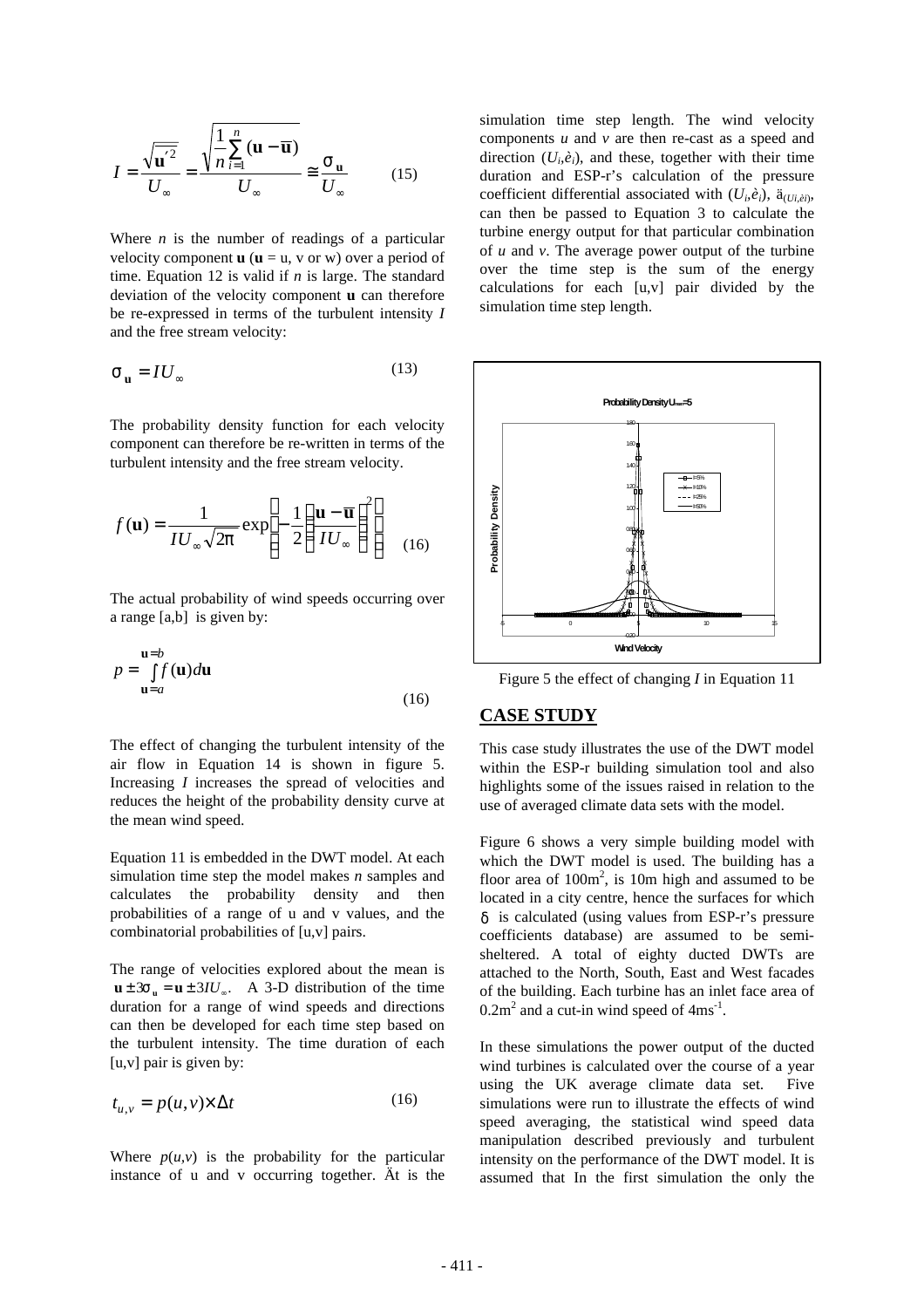$$I = \frac{\sqrt{\mathbf{u}'^2}}{U_\infty} = \frac{\sqrt{\frac{1}{n}\sum_{i=1}^{n}(\mathbf{u}-\overline{\mathbf{u}})}}{U_\infty} \cong \frac{\sigma_\mathbf{u}}{U_\infty} \qquad (15)$$

Where $n$ is the number of readings of a particular velocity component $\mathbf{u}$ ($\mathbf{u}$ = u, v or w) over a period of time. Equation 12 is valid if $n$ is large. The standard deviation of the velocity component $\mathbf{u}$ can therefore be re-expressed in terms of the turbulent intensity $I$ and the free stream velocity:

$$\sigma_\mathbf{u} = IU_\infty \qquad (13)$$

The probability density function for each velocity component can therefore be re-written in terms of the turbulent intensity and the free stream velocity.

$$f(\mathbf{u}) = \frac{1}{IU_\infty\sqrt{2\pi}}\exp\left(-\frac{1}{2}\left(\frac{\mathbf{u}-\overline{\mathbf{u}}}{IU_\infty}\right)^2\right) \qquad (16)$$

The actual probability of wind speeds occurring over a range [a,b] is given by:

$$p = \int_{\mathbf{u}=a}^{\mathbf{u}=b} f(\mathbf{u})d\mathbf{u} \qquad (16)$$

The effect of changing the turbulent intensity of the air flow in Equation 14 is shown in figure 5. Increasing $I$ increases the spread of velocities and reduces the height of the probability density curve at the mean wind speed.

Equation 11 is embedded in the DWT model. At each simulation time step the model makes $n$ samples and calculates the probability density and then probabilities of a range of u and v values, and the combinatorial probabilities of [u,v] pairs.

The range of velocities explored about the mean is $\mathbf{u} \pm 3\sigma_\mathbf{u} = \mathbf{u} \pm 3IU_\infty$. A 3-D distribution of the time duration for a range of wind speeds and directions can then be developed for each time step based on the turbulent intensity. The time duration of each [u,v] pair is given by:

$$t_{u,v} = p(u,v) \times \Delta t \qquad (16)$$

Where $p(u,v)$ is the probability for the particular instance of u and v occurring together. $\Delta t$ is the simulation time step length. The wind velocity components $u$ and $v$ are then re-cast as a speed and direction ($U_i$,$\theta_i$), and these, together with their time duration and ESP-r's calculation of the pressure coefficient differential associated with ($U_i$,$\theta_i$), $\delta_{(Ui,\theta i)}$, can then be passed to Equation 3 to calculate the turbine energy output for that particular combination of $u$ and $v$. The average power output of the turbine over the time step is the sum of the energy calculations for each [u,v] pair divided by the simulation time step length.

Figure 5 the effect of changing $I$ in Equation 11

## CASE STUDY

This case study illustrates the use of the DWT model within the ESP-r building simulation tool and also highlights some of the issues raised in relation to the use of averaged climate data sets with the model.

Figure 6 shows a very simple building model with which the DWT model is used. The building has a floor area of $100m^2$, is 10m high and assumed to be located in a city centre, hence the surfaces for which $\delta$ is calculated (using values from ESP-r's pressure coefficients database) are assumed to be semi-sheltered. A total of eighty ducted DWTs are attached to the North, South, East and West facades of the building. Each turbine has an inlet face area of $0.2m^2$ and a cut-in wind speed of $4ms^{-1}$.

In these simulations the power output of the ducted wind turbines is calculated over the course of a year using the UK average climate data set. Five simulations were run to illustrate the effects of wind speed averaging, the statistical wind speed data manipulation described previously and turbulent intensity on the performance of the DWT model. It is assumed that In the first simulation the only the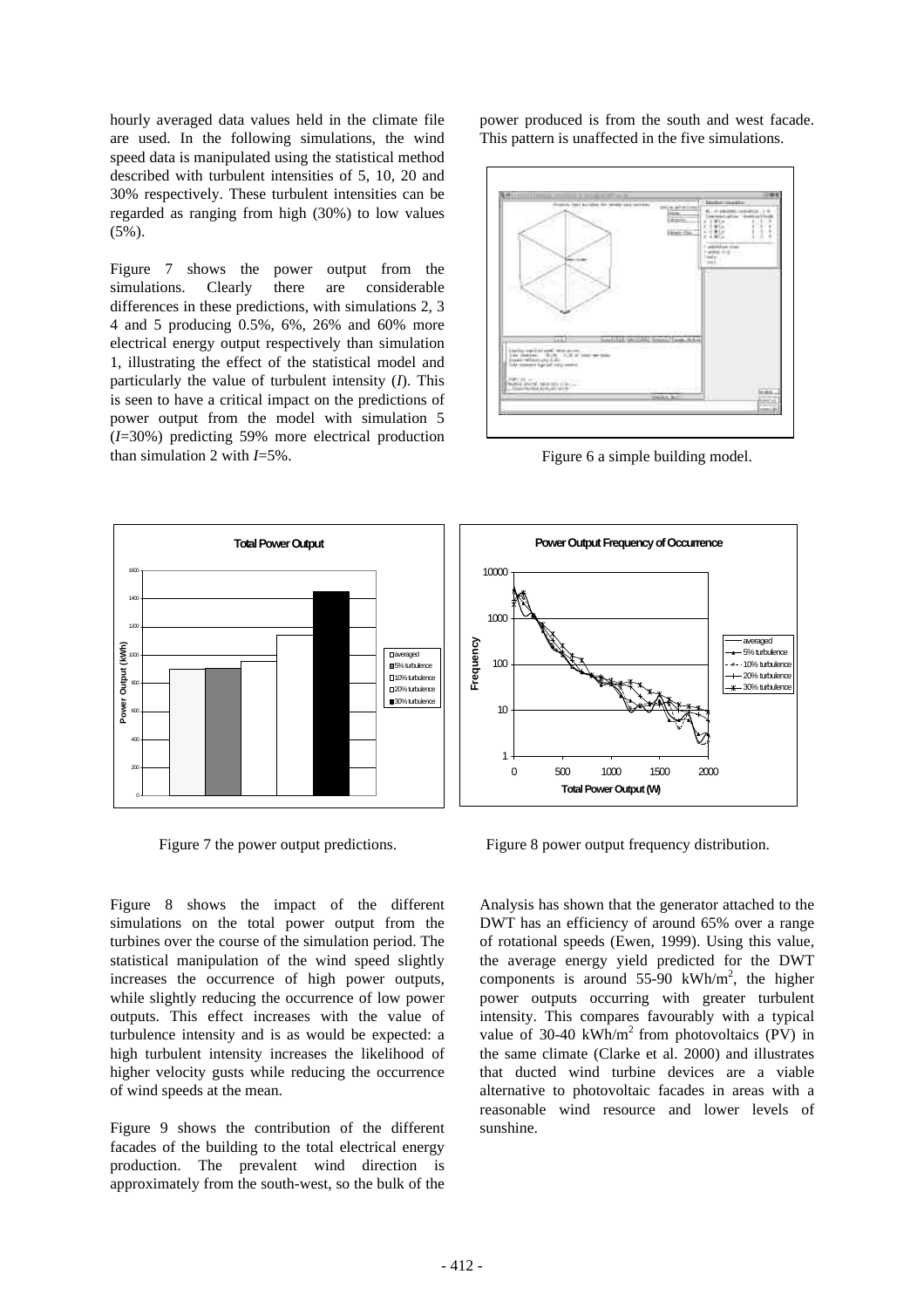hourly averaged data values held in the climate file are used. In the following simulations, the wind speed data is manipulated using the statistical method described with turbulent intensities of 5, 10, 20 and 30% respectively. These turbulent intensities can be regarded as ranging from high (30%) to low values (5%).

Figure 7 shows the power output from the simulations. Clearly there are considerable differences in these predictions, with simulations 2, 3 4 and 5 producing 0.5%, 6%, 26% and 60% more electrical energy output respectively than simulation 1, illustrating the effect of the statistical model and particularly the value of turbulent intensity (*I*). This is seen to have a critical impact on the predictions of power output from the model with simulation 5 (*I*=30%) predicting 59% more electrical production than simulation 2 with *I*=5%.

power produced is from the south and west facade. This pattern is unaffected in the five simulations.

Figure 6 a simple building model.

Figure 7 the power output predictions.

Figure 8 power output frequency distribution.

Figure 8 shows the impact of the different simulations on the total power output from the turbines over the course of the simulation period. The statistical manipulation of the wind speed slightly increases the occurrence of high power outputs, while slightly reducing the occurrence of low power outputs. This effect increases with the value of turbulence intensity and is as would be expected: a high turbulent intensity increases the likelihood of higher velocity gusts while reducing the occurrence of wind speeds at the mean.

Figure 9 shows the contribution of the different facades of the building to the total electrical energy production. The prevalent wind direction is approximately from the south-west, so the bulk of the

Analysis has shown that the generator attached to the DWT has an efficiency of around 65% over a range of rotational speeds (Ewen, 1999). Using this value, the average energy yield predicted for the DWT components is around 55-90 $kWh/m^2$, the higher power outputs occurring with greater turbulent intensity. This compares favourably with a typical value of 30-40 $kWh/m^2$ from photovoltaics (PV) in the same climate (Clarke et al. 2000) and illustrates that ducted wind turbine devices are a viable alternative to photovoltaic facades in areas with a reasonable wind resource and lower levels of sunshine.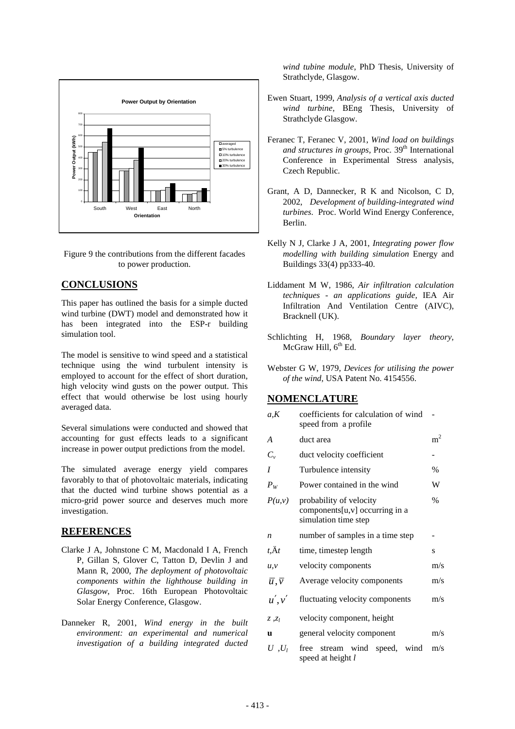Figure 9 the contributions from the different facades to power production.

## CONCLUSIONS

This paper has outlined the basis for a simple ducted wind turbine (DWT) model and demonstrated how it has been integrated into the ESP-r building simulation tool.

The model is sensitive to wind speed and a statistical technique using the wind turbulent intensity is employed to account for the effect of short duration, high velocity wind gusts on the power output. This effect that would otherwise be lost using hourly averaged data.

Several simulations were conducted and showed that accounting for gust effects leads to a significant increase in power output predictions from the model.

The simulated average energy yield compares favorably to that of photovoltaic materials, indicating that the ducted wind turbine shows potential as a micro-grid power source and deserves much more investigation.

## REFERENCES

Clarke J A, Johnstone C M, Macdonald I A, French P, Gillan S, Glover C, Tatton D, Devlin J and Mann R, 2000, *The deployment of photovoltaic components within the lighthouse building in Glasgow*, Proc. 16th European Photovoltaic Solar Energy Conference, Glasgow.

Danneker R, 2001, *Wind energy in the built environment: an experimental and numerical investigation of a building integrated ducted wind tubine module*, PhD Thesis, University of Strathclyde, Glasgow.

Ewen Stuart, 1999, *Analysis of a vertical axis ducted wind turbine*, BEng Thesis, University of Strathclyde Glasgow.

Feranec T, Feranec V, 2001, *Wind load on buildings and structures in groups*, Proc. 39th International Conference in Experimental Stress analysis, Czech Republic.

Grant, A D, Dannecker, R K and Nicolson, C D, 2002, *Development of building-integrated wind turbines*. Proc. World Wind Energy Conference, Berlin.

Kelly N J, Clarke J A, 2001, *Integrating power flow modelling with building simulation* Energy and Buildings 33(4) pp333-40.

Liddament M W, 1986, *Air infiltration calculation techniques - an applications guide*, IEA Air Infiltration And Ventilation Centre (AIVC), Bracknell (UK).

Schlichting H, 1968, *Boundary layer theory*, McGraw Hill, 6th Ed.

Webster G W, 1979, *Devices for utilising the power of the wind*, USA Patent No. 4154556.

## NOMENCLATURE

| | | |
|---|---|---|
| $a,K$ | coefficients for calculation of wind speed from a profile | - |
| $A$ | duct area | $m^2$ |
| $C_v$ | duct velocity coefficient | - |
| $I$ | Turbulence intensity | % |
| $P_W$ | Power contained in the wind | W |
| $P(u,v)$ | probability of velocity components[u,v] occurring in a simulation time step | % |
| $n$ | number of samples in a time step | - |
| $t$,Ä$t$ | time, timestep length | s |
| $u,v$ | velocity components | m/s |
| $\overline{u},\overline{v}$ | Average velocity components | m/s |
| $u',v'$ | fluctuating velocity components | m/s |
| $z$ ,$z_l$ | velocity component, height | |
| **u** | general velocity component | m/s |
| $U$ ,$U_l$ | free stream wind speed, wind speed at height $l$ | m/s |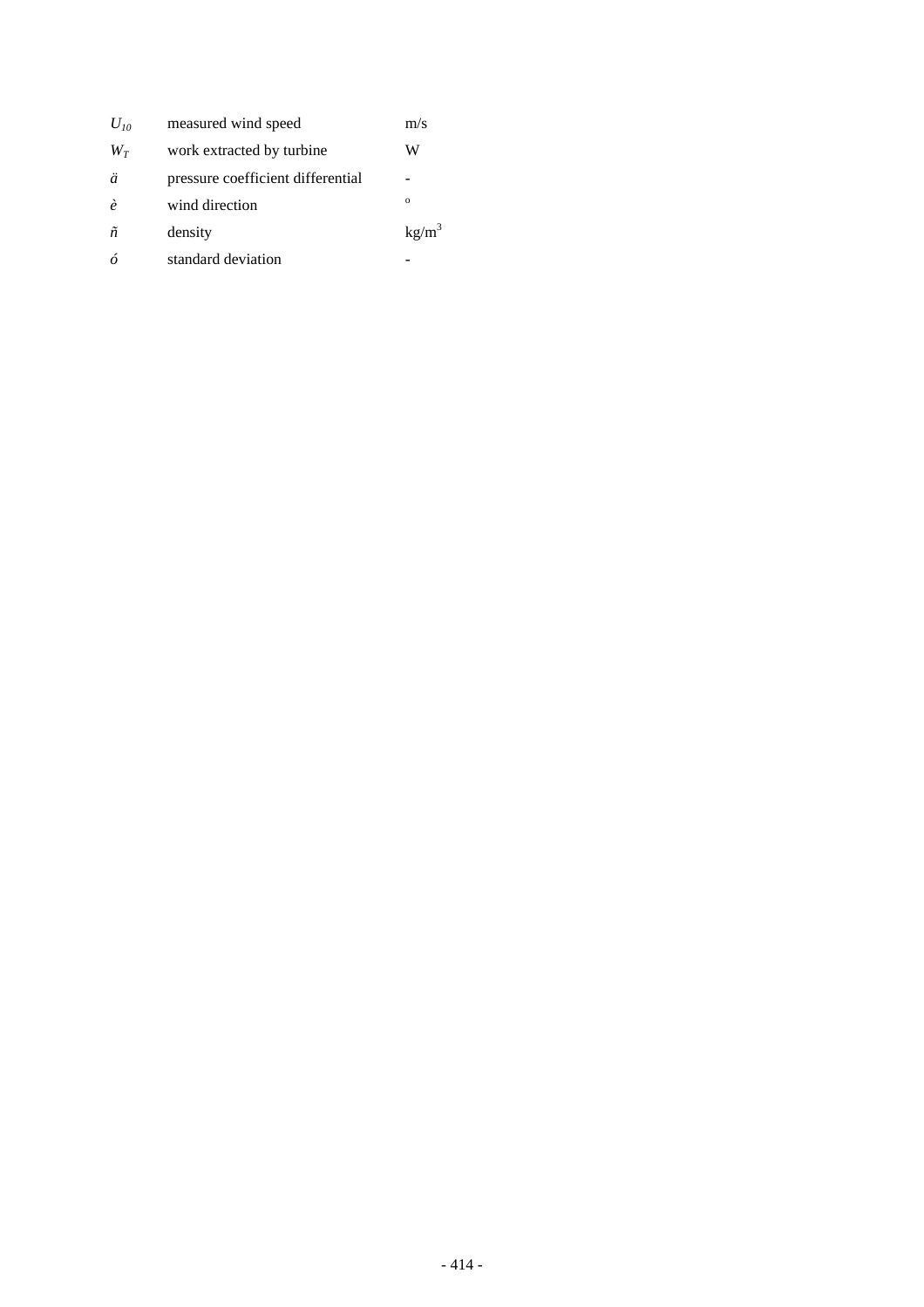| | | |
|---|---|---|
| $U_{10}$ | measured wind speed | m/s |
| $W_T$ | work extracted by turbine | W |
| *ä* | pressure coefficient differential | - |
| *è* | wind direction | $^o$ |
| *ñ* | density | kg/m$^3$ |
| *ó* | standard deviation | - |